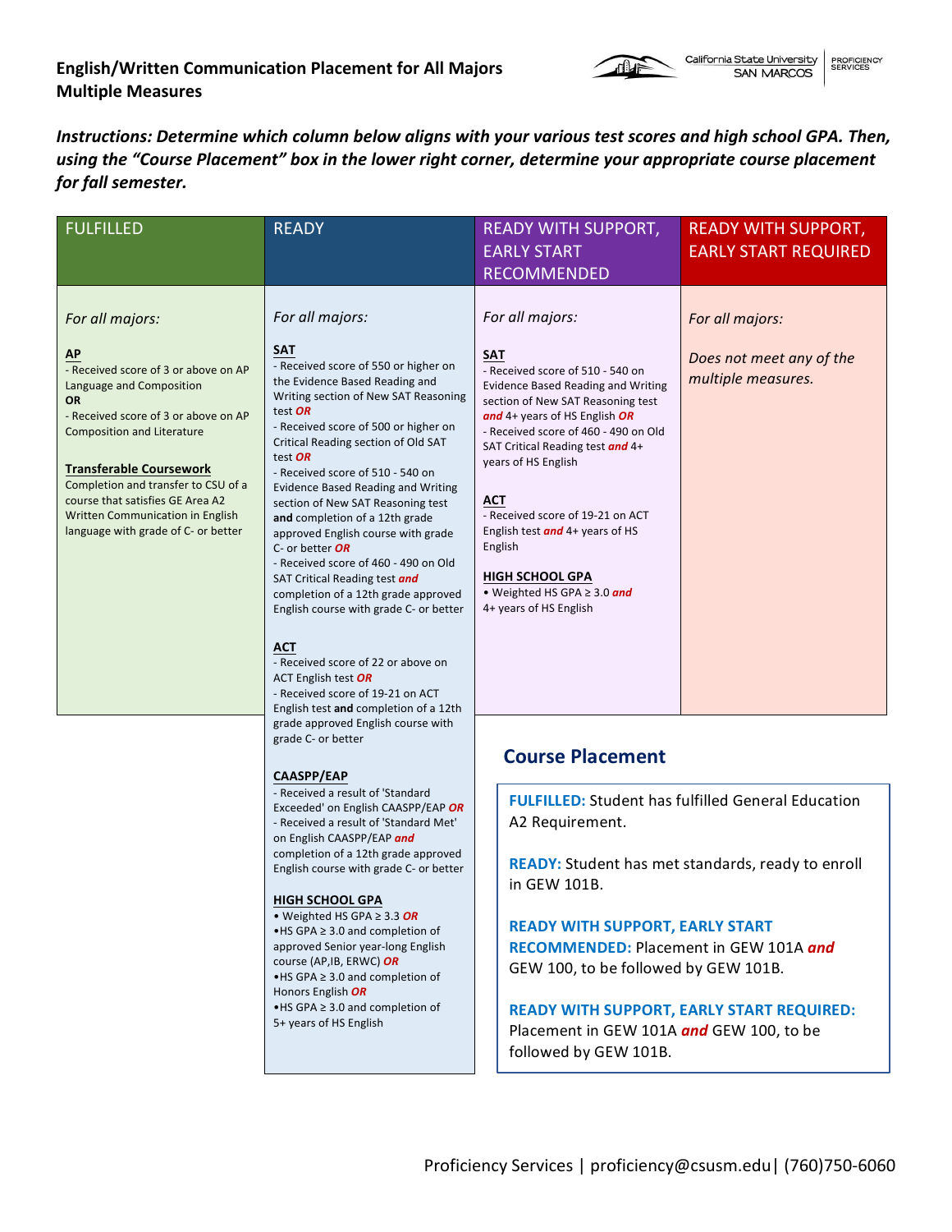## English/Written Communication Placement for All Majors
## Multiple Measures

***Instructions: Determine which column below aligns with your various test scores and high school GPA. Then, using the "Course Placement" box in the lower right corner, determine your appropriate course placement for fall semester.***

| FULFILLED | READY | READY WITH SUPPORT, EARLY START RECOMMENDED | READY WITH SUPPORT, EARLY START REQUIRED |
|---|---|---|---|
| *For all majors:*<br><br>**AP**<br>- Received score of 3 or above on AP Language and Composition<br>**OR**<br>- Received score of 3 or above on AP Composition and Literature<br><br>**Transferable Coursework**<br>Completion and transfer to CSU of a course that satisfies GE Area A2 Written Communication in English language with grade of C- or better | *For all majors:*<br><br>**SAT**<br>- Received score of 550 or higher on the Evidence Based Reading and Writing section of New SAT Reasoning test ***OR***<br>- Received score of 500 or higher on Critical Reading section of Old SAT test ***OR***<br>- Received score of 510 - 540 on Evidence Based Reading and Writing section of New SAT Reasoning test **and** completion of a 12th grade approved English course with grade C- or better ***OR***<br>- Received score of 460 - 490 on Old SAT Critical Reading test ***and*** completion of a 12th grade approved English course with grade C- or better<br><br>**ACT**<br>- Received score of 22 or above on ACT English test ***OR***<br>- Received score of 19-21 on ACT English test **and** completion of a 12th grade approved English course with grade C- or better<br><br>**CAASPP/EAP**<br>- Received a result of 'Standard Exceeded' on English CAASPP/EAP ***OR***<br>- Received a result of 'Standard Met' on English CAASPP/EAP ***and*** completion of a 12th grade approved English course with grade C- or better<br><br>**HIGH SCHOOL GPA**<br>• Weighted HS GPA ≥ 3.3 ***OR***<br>•HS GPA ≥ 3.0 and completion of approved Senior year-long English course (AP,IB, ERWC) ***OR***<br>•HS GPA ≥ 3.0 and completion of Honors English ***OR***<br>•HS GPA ≥ 3.0 and completion of 5+ years of HS English | *For all majors:*<br><br>**SAT**<br>- Received score of 510 - 540 on Evidence Based Reading and Writing section of New SAT Reasoning test ***and*** 4+ years of HS English ***OR***<br>- Received score of 460 - 490 on Old SAT Critical Reading test ***and*** 4+ years of HS English<br><br>**ACT**<br>- Received score of 19-21 on ACT English test ***and*** 4+ years of HS English<br><br>**HIGH SCHOOL GPA**<br>• Weighted HS GPA ≥ 3.0 ***and*** 4+ years of HS English | *For all majors:*<br><br>*Does not meet any of the multiple measures.* |

### Course Placement

**FULFILLED:** Student has fulfilled General Education A2 Requirement.

**READY:** Student has met standards, ready to enroll in GEW 101B.

**READY WITH SUPPORT, EARLY START RECOMMENDED:** Placement in GEW 101A ***and*** GEW 100, to be followed by GEW 101B.

**READY WITH SUPPORT, EARLY START REQUIRED:** Placement in GEW 101A ***and*** GEW 100, to be followed by GEW 101B.

Proficiency Services | proficiency@csusm.edu| (760)750-6060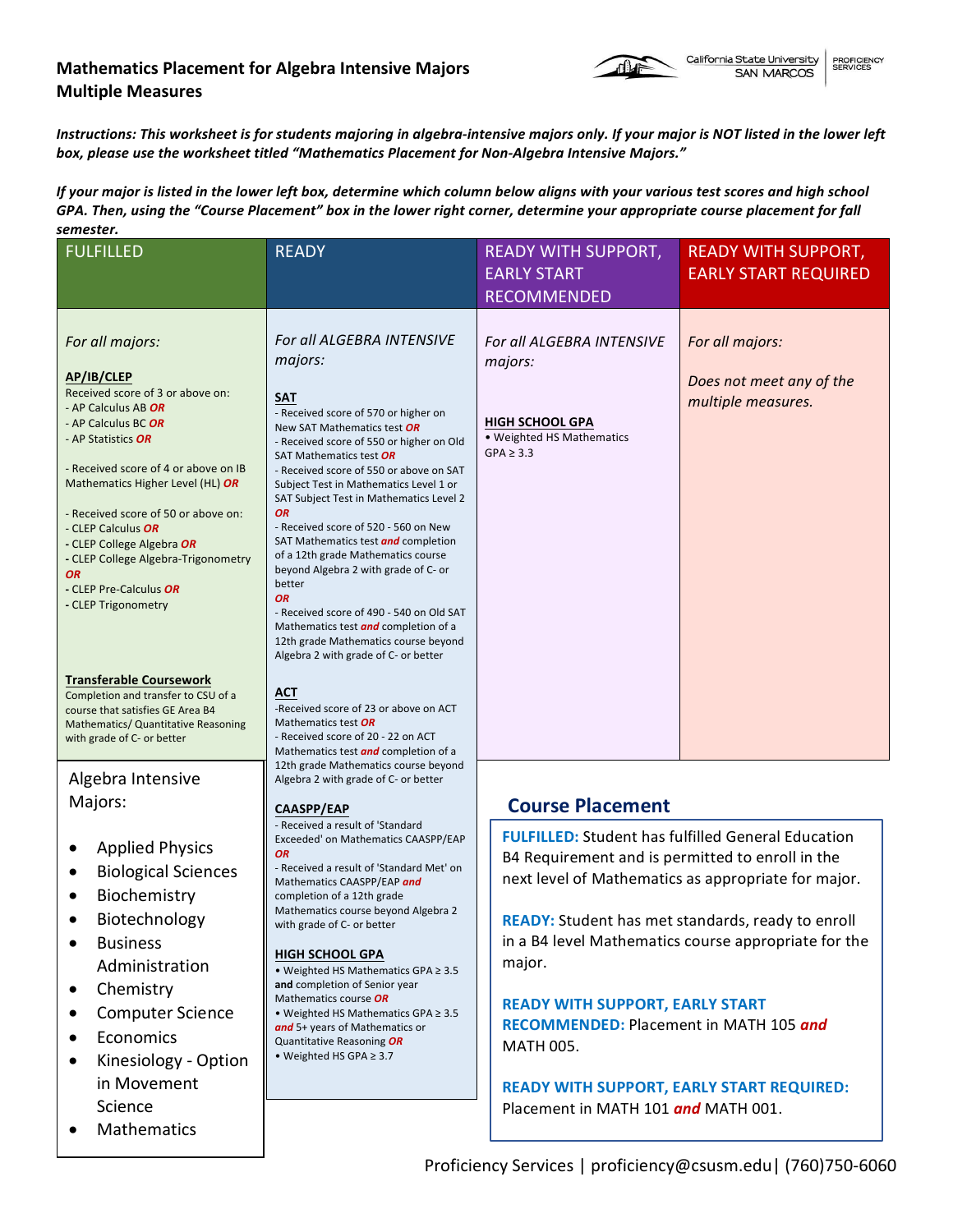# Mathematics Placement for Algebra Intensive Majors
## Multiple Measures

***Instructions: This worksheet is for students majoring in algebra-intensive majors only. If your major is NOT listed in the lower left box, please use the worksheet titled "Mathematics Placement for Non-Algebra Intensive Majors."***

***If your major is listed in the lower left box, determine which column below aligns with your various test scores and high school GPA. Then, using the "Course Placement" box in the lower right corner, determine your appropriate course placement for fall semester.***

| FULFILLED | READY | READY WITH SUPPORT, EARLY START RECOMMENDED | READY WITH SUPPORT, EARLY START REQUIRED |
|---|---|---|---|
| *For all majors:*<br><br>**AP/IB/CLEP**<br>Received score of 3 or above on:<br>- AP Calculus AB ***OR***<br>- AP Calculus BC ***OR***<br>- AP Statistics ***OR***<br><br>- Received score of 4 or above on IB Mathematics Higher Level (HL) ***OR***<br><br>- Received score of 50 or above on:<br>- CLEP Calculus ***OR***<br>- CLEP College Algebra ***OR***<br>- CLEP College Algebra-Trigonometry ***OR***<br>- CLEP Pre-Calculus ***OR***<br>- CLEP Trigonometry<br><br>**Transferable Coursework**<br>Completion and transfer to CSU of a course that satisfies GE Area B4 Mathematics/ Quantitative Reasoning with grade of C- or better | *For all ALGEBRA INTENSIVE majors:*<br><br>**SAT**<br>- Received score of 570 or higher on New SAT Mathematics test ***OR***<br>- Received score of 550 or higher on Old SAT Mathematics test ***OR***<br>- Received score of 550 or above on SAT Subject Test in Mathematics Level 1 or SAT Subject Test in Mathematics Level 2 ***OR***<br>- Received score of 520 - 560 on New SAT Mathematics test ***and*** completion of a 12th grade Mathematics course beyond Algebra 2 with grade of C- or better ***OR***<br>- Received score of 490 - 540 on Old SAT Mathematics test ***and*** completion of a 12th grade Mathematics course beyond Algebra 2 with grade of C- or better<br><br>**ACT**<br>-Received score of 23 or above on ACT Mathematics test ***OR***<br>- Received score of 20 - 22 on ACT Mathematics test ***and*** completion of a 12th grade Mathematics course beyond Algebra 2 with grade of C- or better<br><br>**CAASPP/EAP**<br>- Received a result of 'Standard Exceeded' on Mathematics CAASPP/EAP ***OR***<br>- Received a result of 'Standard Met' on Mathematics CAASPP/EAP ***and*** completion of a 12th grade Mathematics course beyond Algebra 2 with grade of C- or better<br><br>**HIGH SCHOOL GPA**<br>• Weighted HS Mathematics GPA ≥ 3.5 **and** completion of Senior year Mathematics course ***OR***<br>• Weighted HS Mathematics GPA ≥ 3.5 ***and*** 5+ years of Mathematics or Quantitative Reasoning ***OR***<br>• Weighted HS GPA ≥ 3.7 | *For all ALGEBRA INTENSIVE majors:*<br><br>**HIGH SCHOOL GPA**<br>• Weighted HS Mathematics GPA ≥ 3.3 | *For all majors:*<br><br>*Does not meet any of the multiple measures.* |

**Algebra Intensive Majors:**

- Applied Physics
- Biological Sciences
- Biochemistry
- Biotechnology
- Business Administration
- Chemistry
- Computer Science
- Economics
- Kinesiology - Option in Movement Science
- Mathematics

## Course Placement

**FULFILLED:** Student has fulfilled General Education B4 Requirement and is permitted to enroll in the next level of Mathematics as appropriate for major.

**READY:** Student has met standards, ready to enroll in a B4 level Mathematics course appropriate for the major.

**READY WITH SUPPORT, EARLY START RECOMMENDED:** Placement in MATH 105 ***and*** MATH 005.

**READY WITH SUPPORT, EARLY START REQUIRED:** Placement in MATH 101 ***and*** MATH 001.

Proficiency Services | proficiency@csusm.edu| (760)750-6060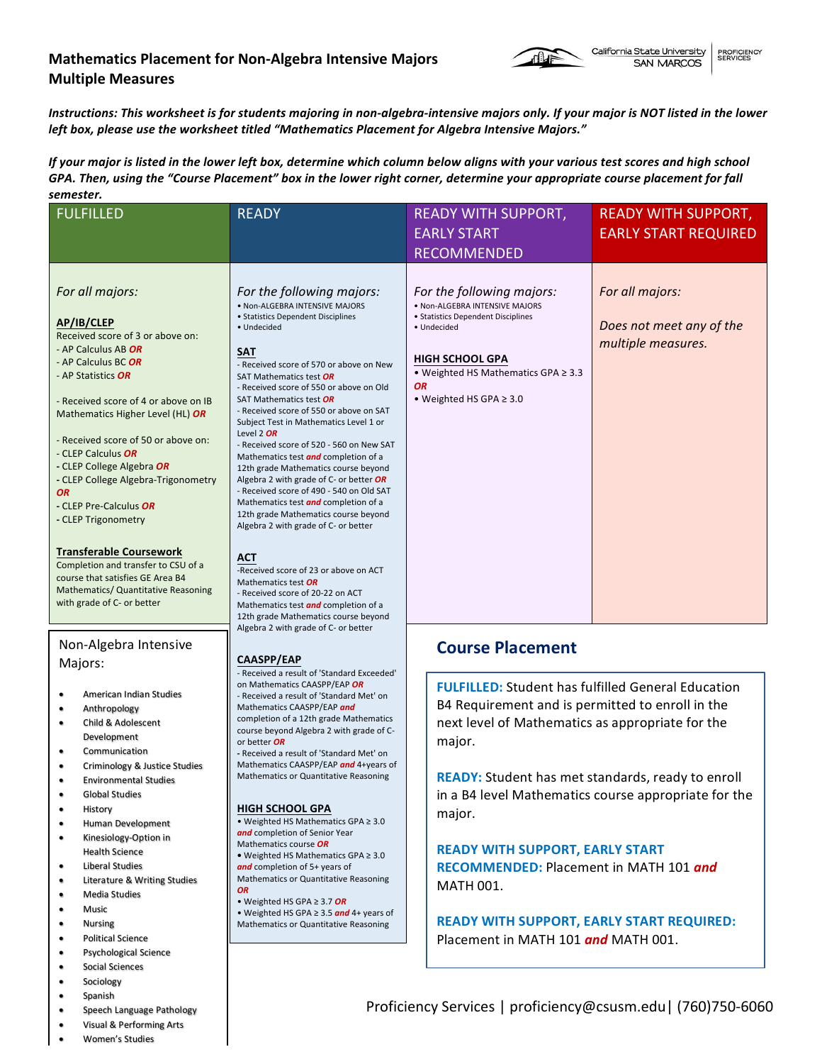# Mathematics Placement for Non-Algebra Intensive Majors
## Multiple Measures

California State University SAN MARCOS | PROFICIENCY SERVICES

*Instructions: This worksheet is for students majoring in non-algebra-intensive majors only. If your major is NOT listed in the lower left box, please use the worksheet titled "Mathematics Placement for Algebra Intensive Majors."*

*If your major is listed in the lower left box, determine which column below aligns with your various test scores and high school GPA. Then, using the "Course Placement" box in the lower right corner, determine your appropriate course placement for fall semester.*

### FULFILLED

*For all majors:*

**AP/IB/CLEP**
Received score of 3 or above on:
- AP Calculus AB ***OR***
- AP Calculus BC ***OR***
- AP Statistics ***OR***

- Received score of 4 or above on IB Mathematics Higher Level (HL) ***OR***

- Received score of 50 or above on:
- CLEP Calculus ***OR***
- CLEP College Algebra ***OR***
- CLEP College Algebra-Trigonometry ***OR***
- CLEP Pre-Calculus ***OR***
- CLEP Trigonometry

**Transferable Coursework**
Completion and transfer to CSU of a course that satisfies GE Area B4 Mathematics/ Quantitative Reasoning with grade of C- or better

### READY

*For the following majors:*
- Non-ALGEBRA INTENSIVE MAJORS
- Statistics Dependent Disciplines
- Undecided

**SAT**
- Received score of 570 or above on New SAT Mathematics test ***OR***
- Received score of 550 or above on Old SAT Mathematics test ***OR***
- Received score of 550 or above on SAT Subject Test in Mathematics Level 1 or Level 2 ***OR***
- Received score of 520 - 560 on New SAT Mathematics test ***and*** completion of a 12th grade Mathematics course beyond Algebra 2 with grade of C- or better ***OR***
- Received score of 490 - 540 on Old SAT Mathematics test ***and*** completion of a 12th grade Mathematics course beyond Algebra 2 with grade of C- or better

**ACT**
- Received score of 23 or above on ACT Mathematics test ***OR***
- Received score of 20-22 on ACT Mathematics test ***and*** completion of a 12th grade Mathematics course beyond Algebra 2 with grade of C- or better

**CAASPP/EAP**
- Received a result of 'Standard Exceeded' on Mathematics CAASPP/EAP ***OR***
- Received a result of 'Standard Met' on Mathematics CAASPP/EAP ***and*** completion of a 12th grade Mathematics course beyond Algebra 2 with grade of C- or better ***OR***
- Received a result of 'Standard Met' on Mathematics CAASPP/EAP ***and*** 4+years of Mathematics or Quantitative Reasoning

**HIGH SCHOOL GPA**
- Weighted HS Mathematics GPA ≥ 3.0 ***and*** completion of Senior Year Mathematics course ***OR***
- Weighted HS Mathematics GPA ≥ 3.0 ***and*** completion of 5+ years of Mathematics or Quantitative Reasoning ***OR***
- Weighted HS GPA ≥ 3.7 ***OR***
- Weighted HS GPA ≥ 3.5 ***and*** 4+ years of Mathematics or Quantitative Reasoning

### READY WITH SUPPORT, EARLY START RECOMMENDED

*For the following majors:*
- Non-ALGEBRA INTENSIVE MAJORS
- Statistics Dependent Disciplines
- Undecided

**HIGH SCHOOL GPA**
- Weighted HS Mathematics GPA ≥ 3.3 ***OR***
- Weighted HS GPA ≥ 3.0

### READY WITH SUPPORT, EARLY START REQUIRED

*For all majors:*

*Does not meet any of the multiple measures.*

### Non-Algebra Intensive Majors:

- American Indian Studies
- Anthropology
- Child & Adolescent Development
- Communication
- Criminology & Justice Studies
- Environmental Studies
- Global Studies
- History
- Human Development
- Kinesiology-Option in Health Science
- Liberal Studies
- Literature & Writing Studies
- Media Studies
- Music
- Nursing
- Political Science
- Psychological Science
- Social Sciences
- Sociology
- Spanish
- Speech Language Pathology
- Visual & Performing Arts
- Women's Studies

## Course Placement

**FULFILLED:** Student has fulfilled General Education B4 Requirement and is permitted to enroll in the next level of Mathematics as appropriate for the major.

**READY:** Student has met standards, ready to enroll in a B4 level Mathematics course appropriate for the major.

**READY WITH SUPPORT, EARLY START RECOMMENDED:** Placement in MATH 101 ***and*** MATH 001.

**READY WITH SUPPORT, EARLY START REQUIRED:** Placement in MATH 101 ***and*** MATH 001.

Proficiency Services | proficiency@csusm.edu| (760)750-6060